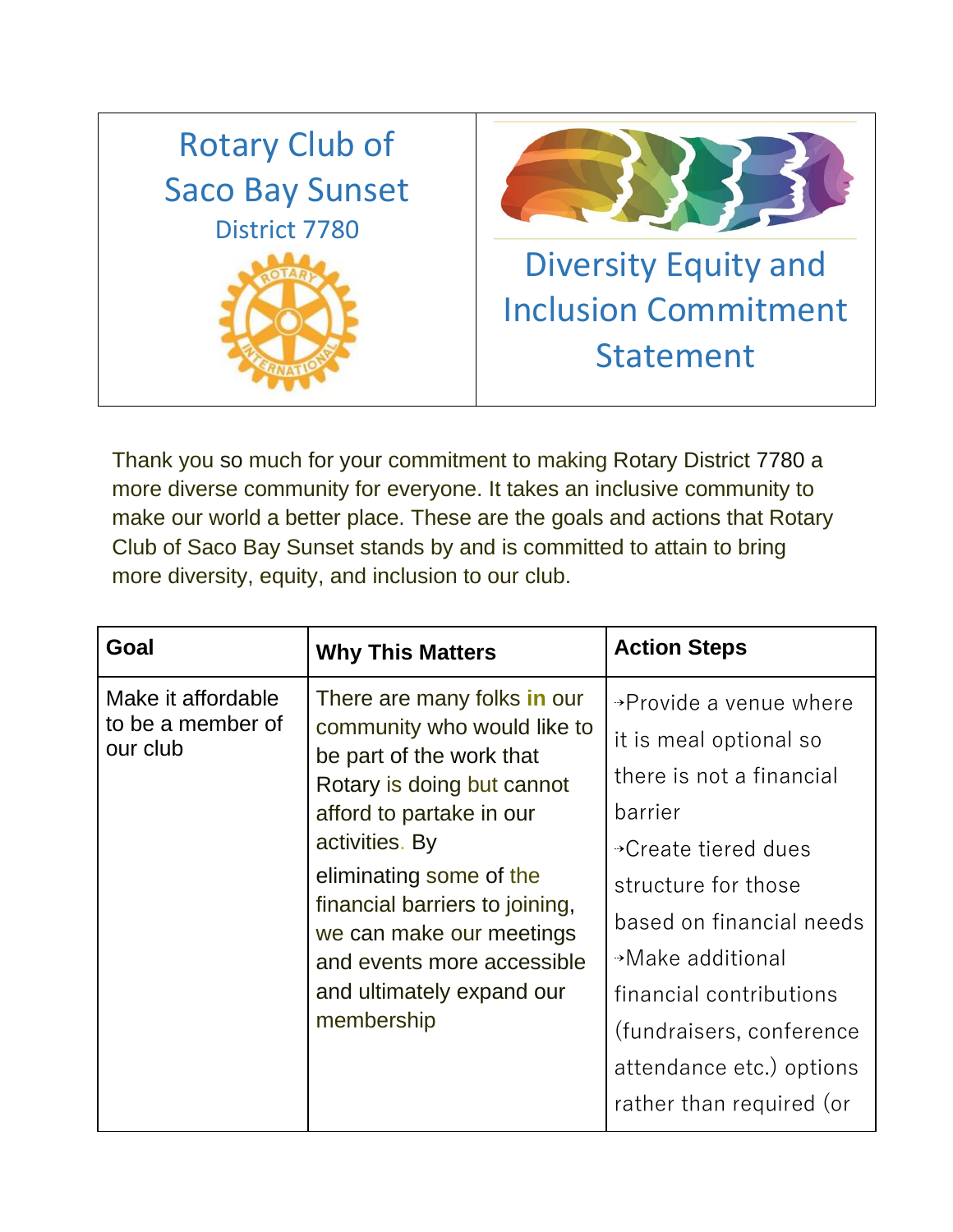# Rotary Club of Saco Bay Sunset

## District 7780

# Diversity Equity and Inclusion Commitment Statement

Thank you so much for your commitment to making Rotary District 7780 a more diverse community for everyone. It takes an inclusive community to make our world a better place. These are the goals and actions that Rotary Club of Saco Bay Sunset stands by and is committed to attain to bring more diversity, equity, and inclusion to our club.

| Goal | Why This Matters | Action Steps |
| --- | --- | --- |
| Make it affordable to be a member of our club | There are many folks in our community who would like to be part of the work that Rotary is doing but cannot afford to partake in our activities. By eliminating some of the financial barriers to joining, we can make our meetings and events more accessible and ultimately expand our membership | ➝Provide a venue where it is meal optional so there is not a financial barrier<br>➝Create tiered dues structure for those based on financial needs<br>➝Make additional financial contributions (fundraisers, conference attendance etc.) options rather than required (or |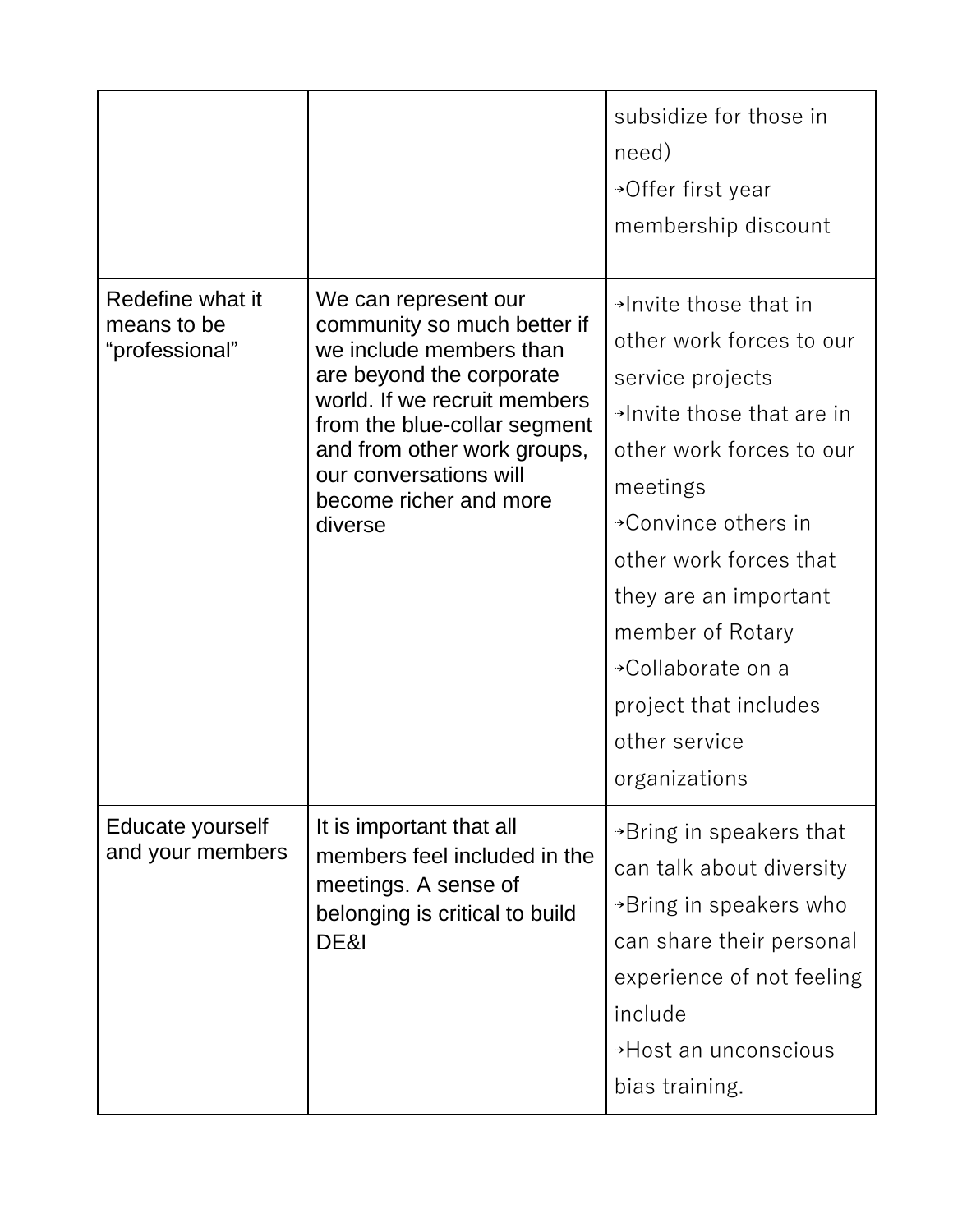| | | |
|---|---|---|
| | | subsidize for those in need)<br>⇢Offer first year membership discount |
| Redefine what it means to be “professional” | We can represent our community so much better if we include members than are beyond the corporate world. If we recruit members from the blue-collar segment and from other work groups, our conversations will become richer and more diverse | ⇢Invite those that in other work forces to our service projects<br>⇢Invite those that are in other work forces to our meetings<br>⇢Convince others in other work forces that they are an important member of Rotary<br>⇢Collaborate on a project that includes other service organizations |
| Educate yourself and your members | It is important that all members feel included in the meetings. A sense of belonging is critical to build DE&I | ⇢Bring in speakers that can talk about diversity<br>⇢Bring in speakers who can share their personal experience of not feeling include<br>⇢Host an unconscious bias training. |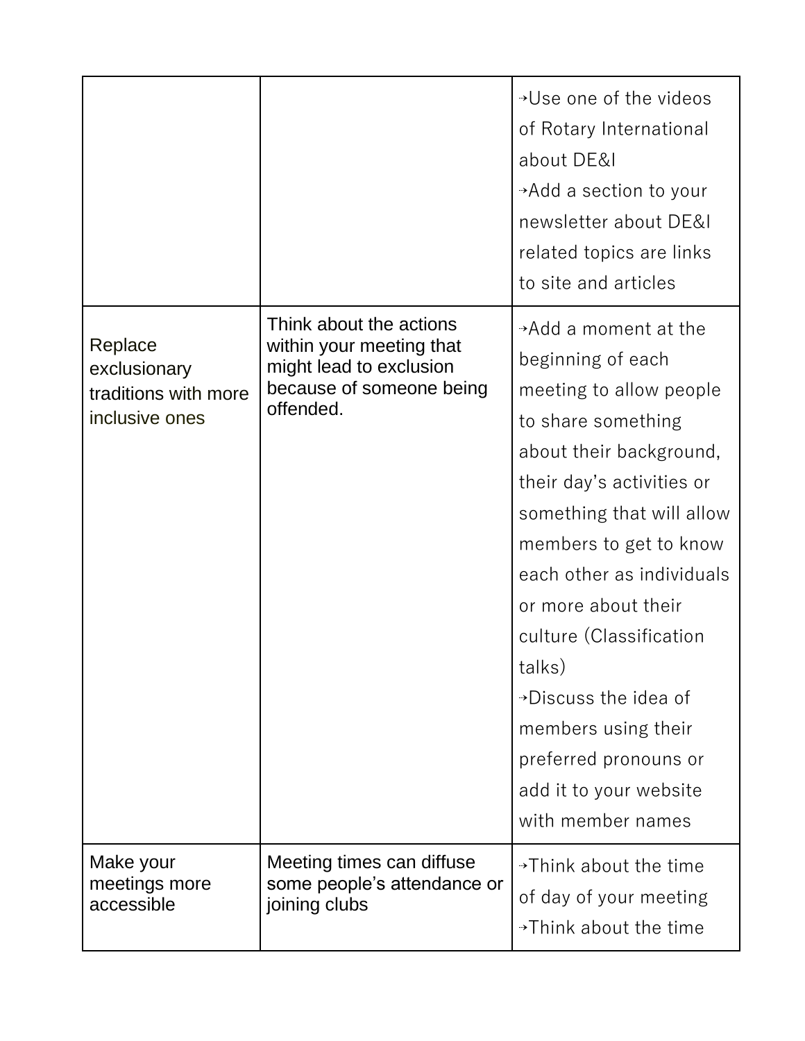| | | |
|---|---|---|
| | | ➝Use one of the videos of Rotary International about DE&I<br>➝Add a section to your newsletter about DE&I related topics are links to site and articles |
| Replace exclusionary traditions with more inclusive ones | Think about the actions within your meeting that might lead to exclusion because of someone being offended. | ➝Add a moment at the beginning of each meeting to allow people to share something about their background, their day's activities or something that will allow members to get to know each other as individuals or more about their culture (Classification talks)<br>➝Discuss the idea of members using their preferred pronouns or add it to your website with member names |
| Make your meetings more accessible | Meeting times can diffuse some people's attendance or joining clubs | ➝Think about the time of day of your meeting<br>➝Think about the time |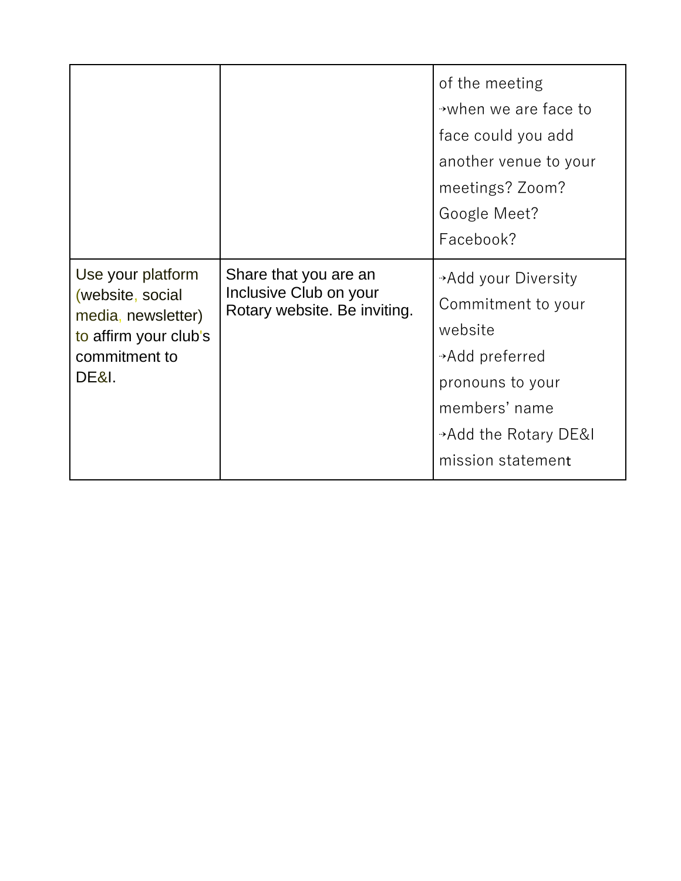| | | |
|---|---|---|
| | | of the meeting<br>➝when we are face to face could you add another venue to your meetings? Zoom? Google Meet? Facebook? |
| Use your platform (website, social media, newsletter) to affirm your club's commitment to DE&I. | Share that you are an Inclusive Club on your Rotary website. Be inviting. | ➝Add your Diversity Commitment to your website<br>➝Add preferred pronouns to your members' name<br>➝Add the Rotary DE&I mission statement |